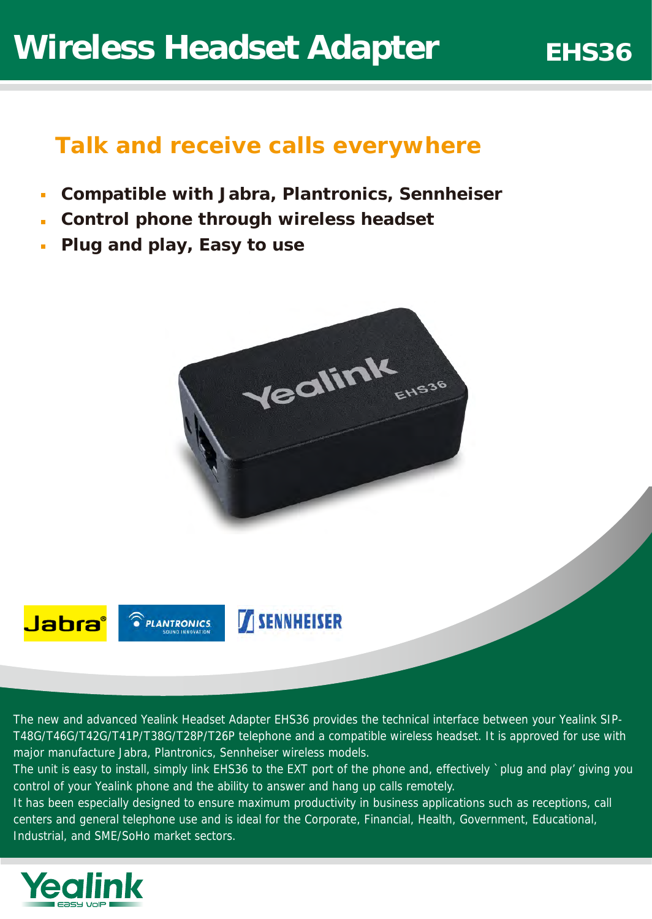# Wireless Headset Adapter

**EHS36**

## Talk and receive calls everywhere

- **Compatible with Jabra, Plantronics, Sennheiser**
- **Control phone through wireless headset**
- **Plug and play, Easy to use**

The new and advanced Yealink Headset Adapter EHS36 provides the technical interface between your Yealink SIP-T48G/T46G/T42G/T41P/T38G/T28P/T26P telephone and a compatible wireless headset. It is approved for use with major manufacture Jabra, Plantronics, Sennheiser wireless models.

The unit is easy to install, simply link EHS36 to the EXT port of the phone and, effectively `plug and play' giving you control of your Yealink phone and the ability to answer and hang up calls remotely.

It has been especially designed to ensure maximum productivity in business applications such as receptions, call centers and general telephone use and is ideal for the Corporate, Financial, Health, Government, Educational, Industrial, and SME/SoHo market sectors.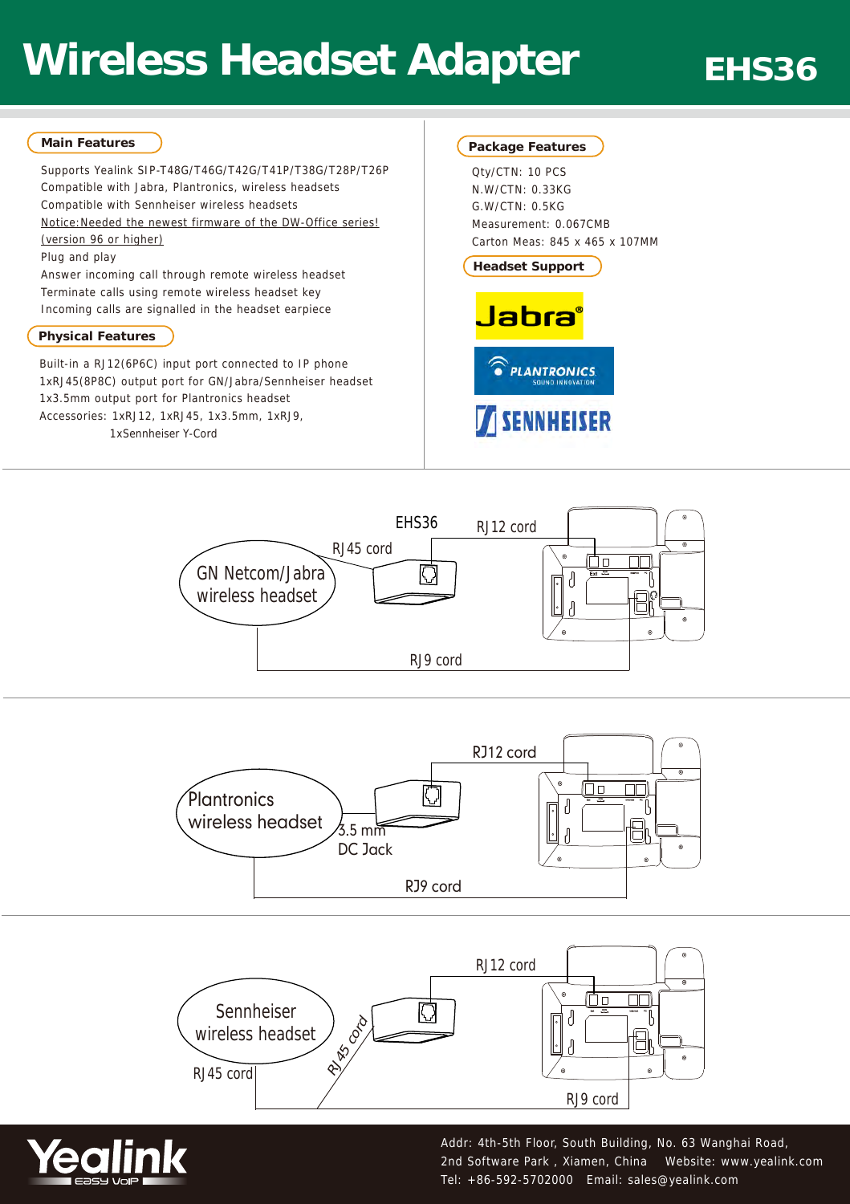# Wireless Headset Adapter EHS36

## Main Features

Supports Yealink SIP-T48G/T46G/T42G/T41P/T38G/T28P/T26P
Compatible with Jabra, Plantronics, wireless headsets
Compatible with Sennheiser wireless headsets
Notice:Needed the newest firmware of the DW-Office series! (version 96 or higher)
Plug and play
Answer incoming call through remote wireless headset
Terminate calls using remote wireless headset key
Incoming calls are signalled in the headset earpiece

## Physical Features

Built-in a RJ12(6P6C) input port connected to IP phone
1xRJ45(8P8C) output port for GN/Jabra/Sennheiser headset
1x3.5mm output port for Plantronics headset
Accessories: 1xRJ12, 1xRJ45, 1x3.5mm, 1xRJ9, 1xSennheiser Y-Cord

## Package Features

Qty/CTN: 10 PCS
N.W/CTN: 0.33KG
G.W/CTN: 0.5KG
Measurement: 0.067CMB
Carton Meas: 845 x 465 x 107MM

## Headset Support

Jabra
PLANTRONICS
SENNHEISER

EHS36
RJ12 cord
RJ45 cord
GN Netcom/Jabra wireless headset
RJ9 cord

RJ12 cord
Plantronics wireless headset
3.5 mm DC Jack
RJ9 cord

RJ12 cord
Sennheiser wireless headset
RJ45 cord
RJ45 cord
RJ9 cord

Addr: 4th-5th Floor, South Building, No. 63 Wanghai Road, 2nd Software Park , Xiamen, China Website: www.yealink.com
Tel: +86-592-5702000 Email: sales@yealink.com